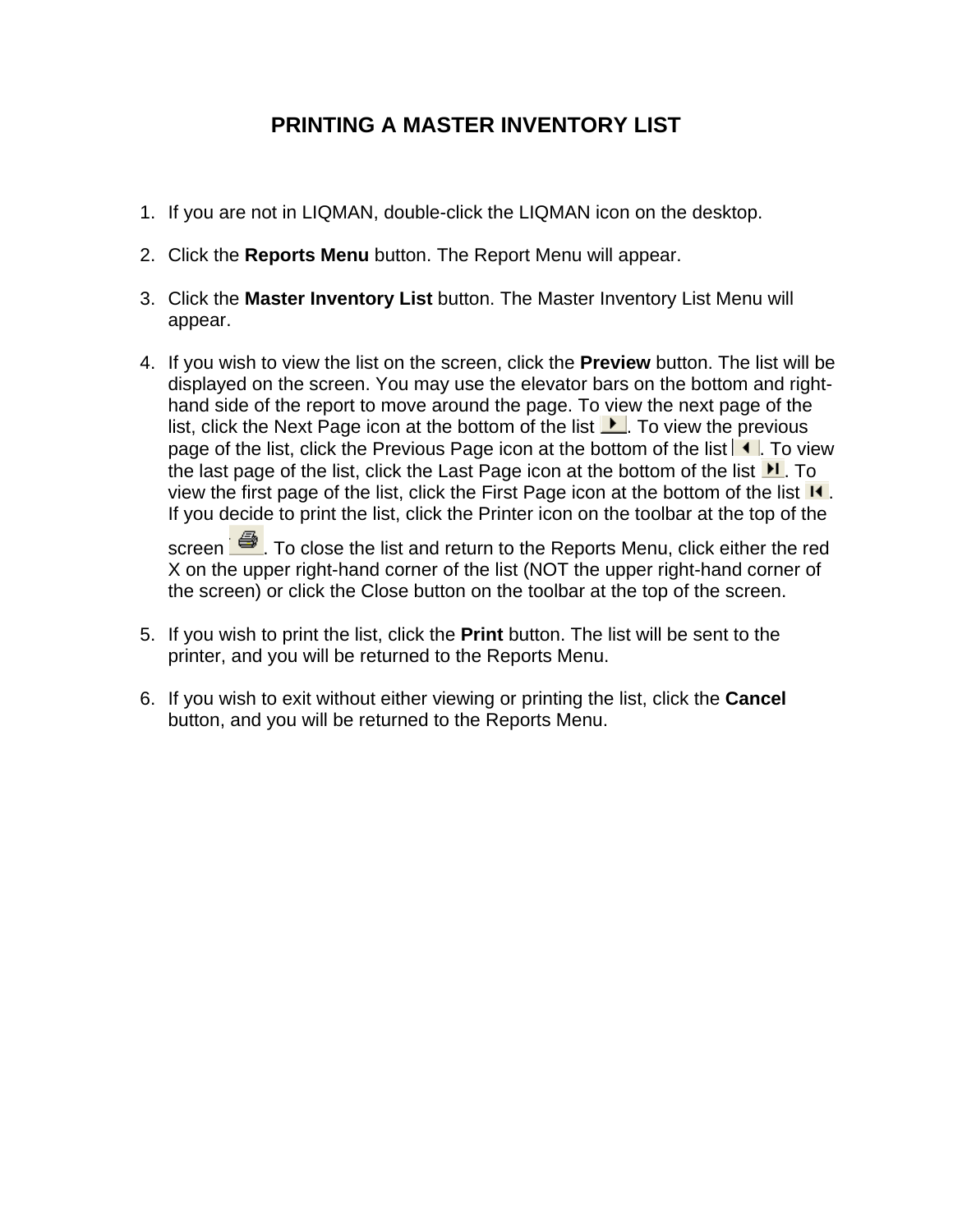# PRINTING A MASTER INVENTORY LIST

1. If you are not in LIQMAN, double-click the LIQMAN icon on the desktop.

2. Click the **Reports Menu** button. The Report Menu will appear.

3. Click the **Master Inventory List** button. The Master Inventory List Menu will appear.

4. If you wish to view the list on the screen, click the **Preview** button. The list will be displayed on the screen. You may use the elevator bars on the bottom and right-hand side of the report to move around the page. To view the next page of the list, click the Next Page icon at the bottom of the list . To view the previous page of the list, click the Previous Page icon at the bottom of the list . To view the last page of the list, click the Last Page icon at the bottom of the list . To view the first page of the list, click the First Page icon at the bottom of the list . If you decide to print the list, click the Printer icon on the toolbar at the top of the screen . To close the list and return to the Reports Menu, click either the red X on the upper right-hand corner of the list (NOT the upper right-hand corner of the screen) or click the Close button on the toolbar at the top of the screen.

5. If you wish to print the list, click the **Print** button. The list will be sent to the printer, and you will be returned to the Reports Menu.

6. If you wish to exit without either viewing or printing the list, click the **Cancel** button, and you will be returned to the Reports Menu.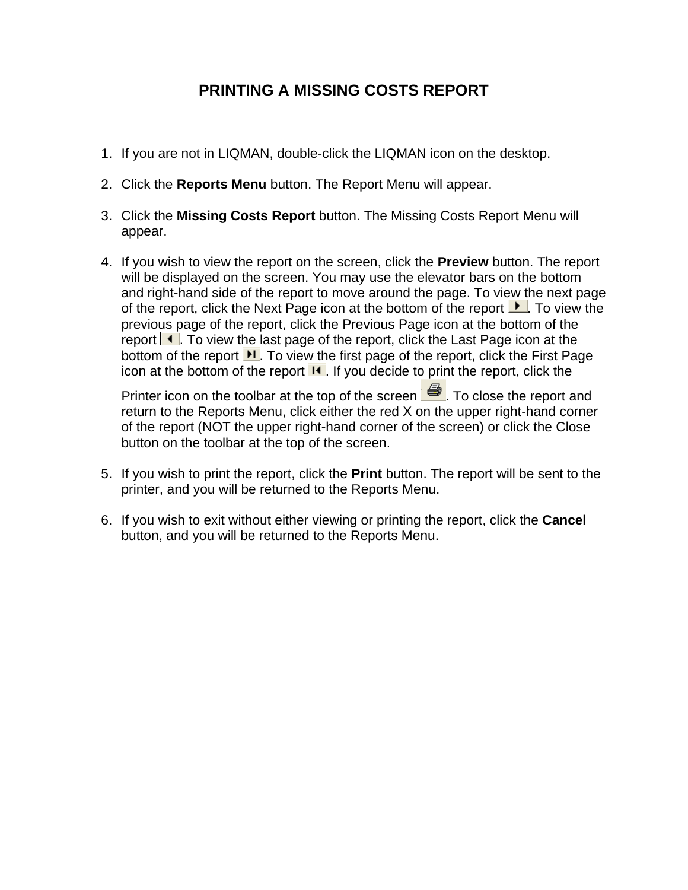# PRINTING A MISSING COSTS REPORT

1. If you are not in LIQMAN, double-click the LIQMAN icon on the desktop.

2. Click the **Reports Menu** button. The Report Menu will appear.

3. Click the **Missing Costs Report** button. The Missing Costs Report Menu will appear.

4. If you wish to view the report on the screen, click the **Preview** button. The report will be displayed on the screen. You may use the elevator bars on the bottom and right-hand side of the report to move around the page. To view the next page of the report, click the Next Page icon at the bottom of the report. To view the previous page of the report, click the Previous Page icon at the bottom of the report. To view the last page of the report, click the Last Page icon at the bottom of the report. To view the first page of the report, click the First Page icon at the bottom of the report. If you decide to print the report, click the Printer icon on the toolbar at the top of the screen. To close the report and return to the Reports Menu, click either the red X on the upper right-hand corner of the report (NOT the upper right-hand corner of the screen) or click the Close button on the toolbar at the top of the screen.

5. If you wish to print the report, click the **Print** button. The report will be sent to the printer, and you will be returned to the Reports Menu.

6. If you wish to exit without either viewing or printing the report, click the **Cancel** button, and you will be returned to the Reports Menu.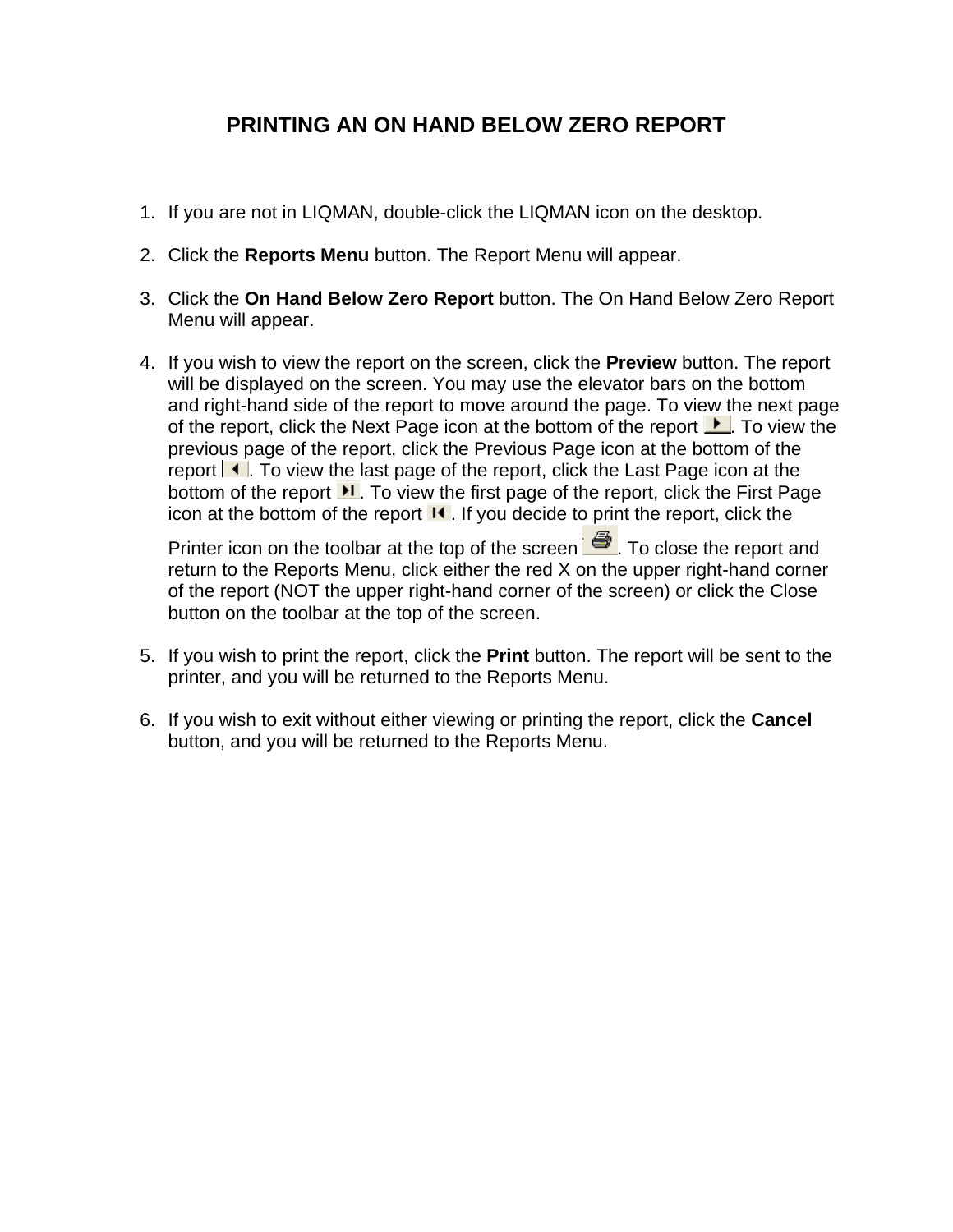# PRINTING AN ON HAND BELOW ZERO REPORT

1. If you are not in LIQMAN, double-click the LIQMAN icon on the desktop.

2. Click the **Reports Menu** button. The Report Menu will appear.

3. Click the **On Hand Below Zero Report** button. The On Hand Below Zero Report Menu will appear.

4. If you wish to view the report on the screen, click the **Preview** button. The report will be displayed on the screen. You may use the elevator bars on the bottom and right-hand side of the report to move around the page. To view the next page of the report, click the Next Page icon at the bottom of the report. To view the previous page of the report, click the Previous Page icon at the bottom of the report. To view the last page of the report, click the Last Page icon at the bottom of the report. To view the first page of the report, click the First Page icon at the bottom of the report. If you decide to print the report, click the Printer icon on the toolbar at the top of the screen. To close the report and return to the Reports Menu, click either the red X on the upper right-hand corner of the report (NOT the upper right-hand corner of the screen) or click the Close button on the toolbar at the top of the screen.

5. If you wish to print the report, click the **Print** button. The report will be sent to the printer, and you will be returned to the Reports Menu.

6. If you wish to exit without either viewing or printing the report, click the **Cancel** button, and you will be returned to the Reports Menu.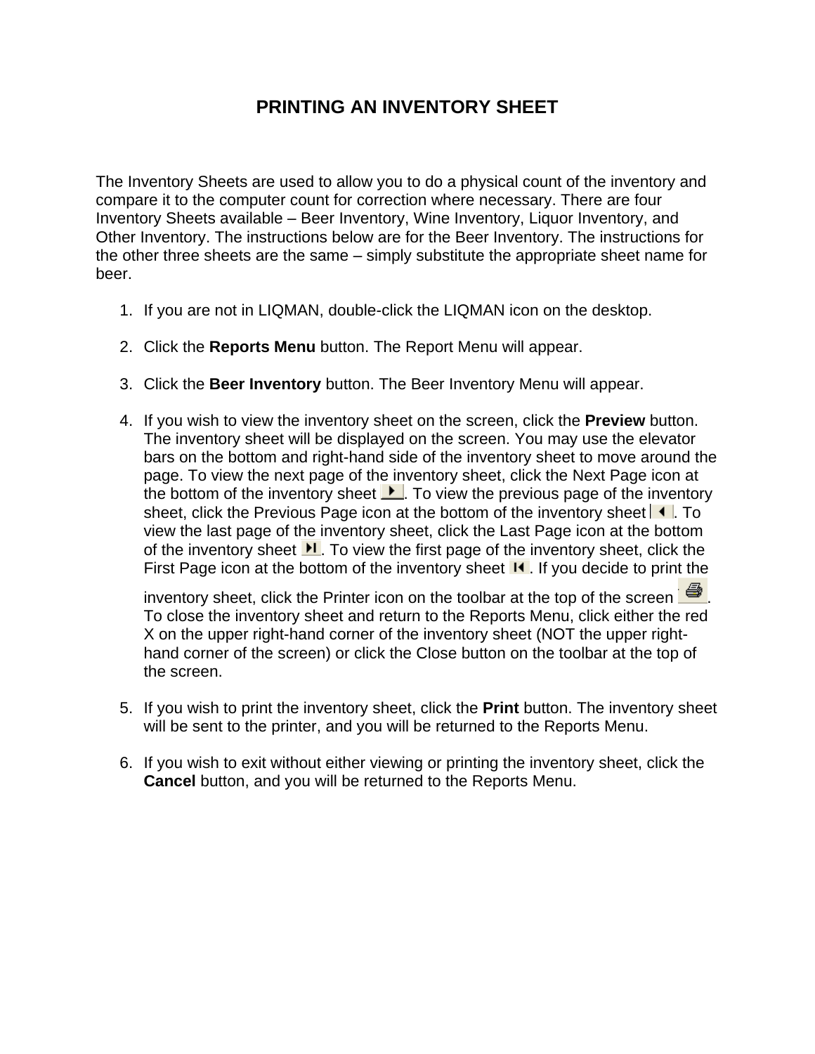# PRINTING AN INVENTORY SHEET

The Inventory Sheets are used to allow you to do a physical count of the inventory and compare it to the computer count for correction where necessary. There are four Inventory Sheets available – Beer Inventory, Wine Inventory, Liquor Inventory, and Other Inventory. The instructions below are for the Beer Inventory. The instructions for the other three sheets are the same – simply substitute the appropriate sheet name for beer.

1. If you are not in LIQMAN, double-click the LIQMAN icon on the desktop.

2. Click the **Reports Menu** button. The Report Menu will appear.

3. Click the **Beer Inventory** button. The Beer Inventory Menu will appear.

4. If you wish to view the inventory sheet on the screen, click the **Preview** button. The inventory sheet will be displayed on the screen. You may use the elevator bars on the bottom and right-hand side of the inventory sheet to move around the page. To view the next page of the inventory sheet, click the Next Page icon at the bottom of the inventory sheet. To view the previous page of the inventory sheet, click the Previous Page icon at the bottom of the inventory sheet. To view the last page of the inventory sheet, click the Last Page icon at the bottom of the inventory sheet. To view the first page of the inventory sheet, click the First Page icon at the bottom of the inventory sheet. If you decide to print the inventory sheet, click the Printer icon on the toolbar at the top of the screen. To close the inventory sheet and return to the Reports Menu, click either the red X on the upper right-hand corner of the inventory sheet (NOT the upper right-hand corner of the screen) or click the Close button on the toolbar at the top of the screen.

5. If you wish to print the inventory sheet, click the **Print** button. The inventory sheet will be sent to the printer, and you will be returned to the Reports Menu.

6. If you wish to exit without either viewing or printing the inventory sheet, click the **Cancel** button, and you will be returned to the Reports Menu.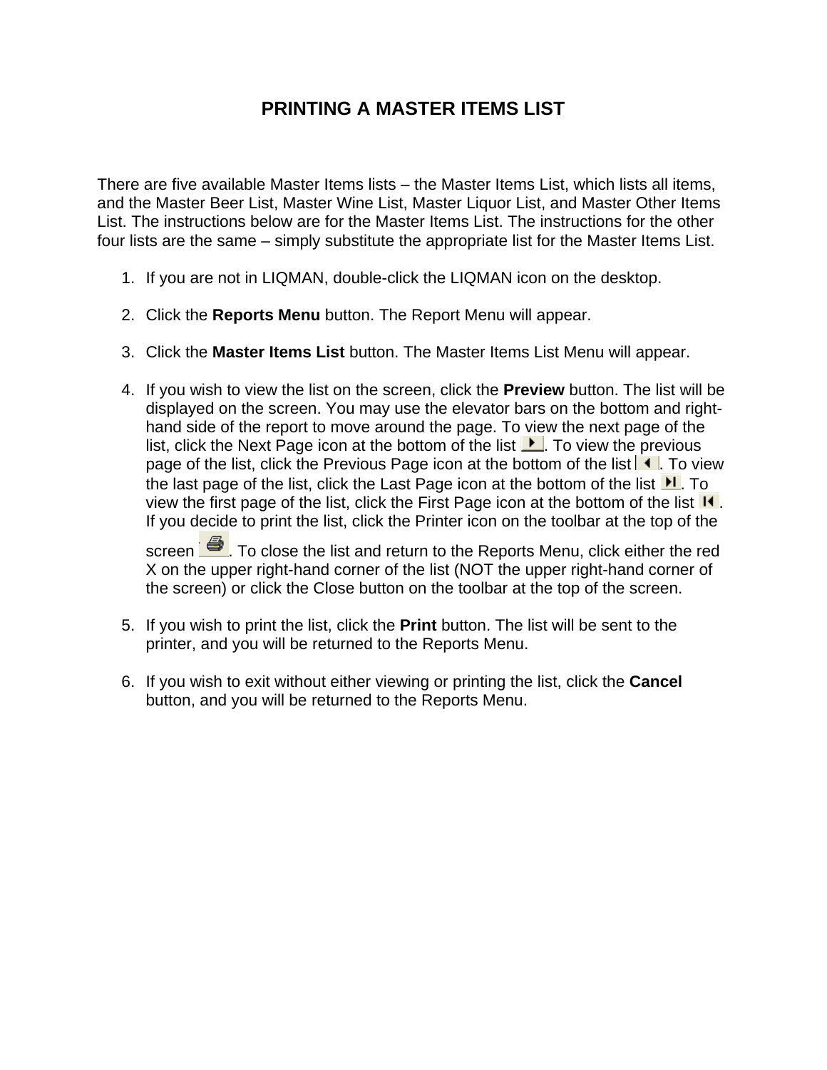# PRINTING A MASTER ITEMS LIST

There are five available Master Items lists – the Master Items List, which lists all items, and the Master Beer List, Master Wine List, Master Liquor List, and Master Other Items List. The instructions below are for the Master Items List. The instructions for the other four lists are the same – simply substitute the appropriate list for the Master Items List.

1. If you are not in LIQMAN, double-click the LIQMAN icon on the desktop.

2. Click the **Reports Menu** button. The Report Menu will appear.

3. Click the **Master Items List** button. The Master Items List Menu will appear.

4. If you wish to view the list on the screen, click the **Preview** button. The list will be displayed on the screen. You may use the elevator bars on the bottom and right-hand side of the report to move around the page. To view the next page of the list, click the Next Page icon at the bottom of the list. To view the previous page of the list, click the Previous Page icon at the bottom of the list. To view the last page of the list, click the Last Page icon at the bottom of the list. To view the first page of the list, click the First Page icon at the bottom of the list. If you decide to print the list, click the Printer icon on the toolbar at the top of the screen. To close the list and return to the Reports Menu, click either the red X on the upper right-hand corner of the list (NOT the upper right-hand corner of the screen) or click the Close button on the toolbar at the top of the screen.

5. If you wish to print the list, click the **Print** button. The list will be sent to the printer, and you will be returned to the Reports Menu.

6. If you wish to exit without either viewing or printing the list, click the **Cancel** button, and you will be returned to the Reports Menu.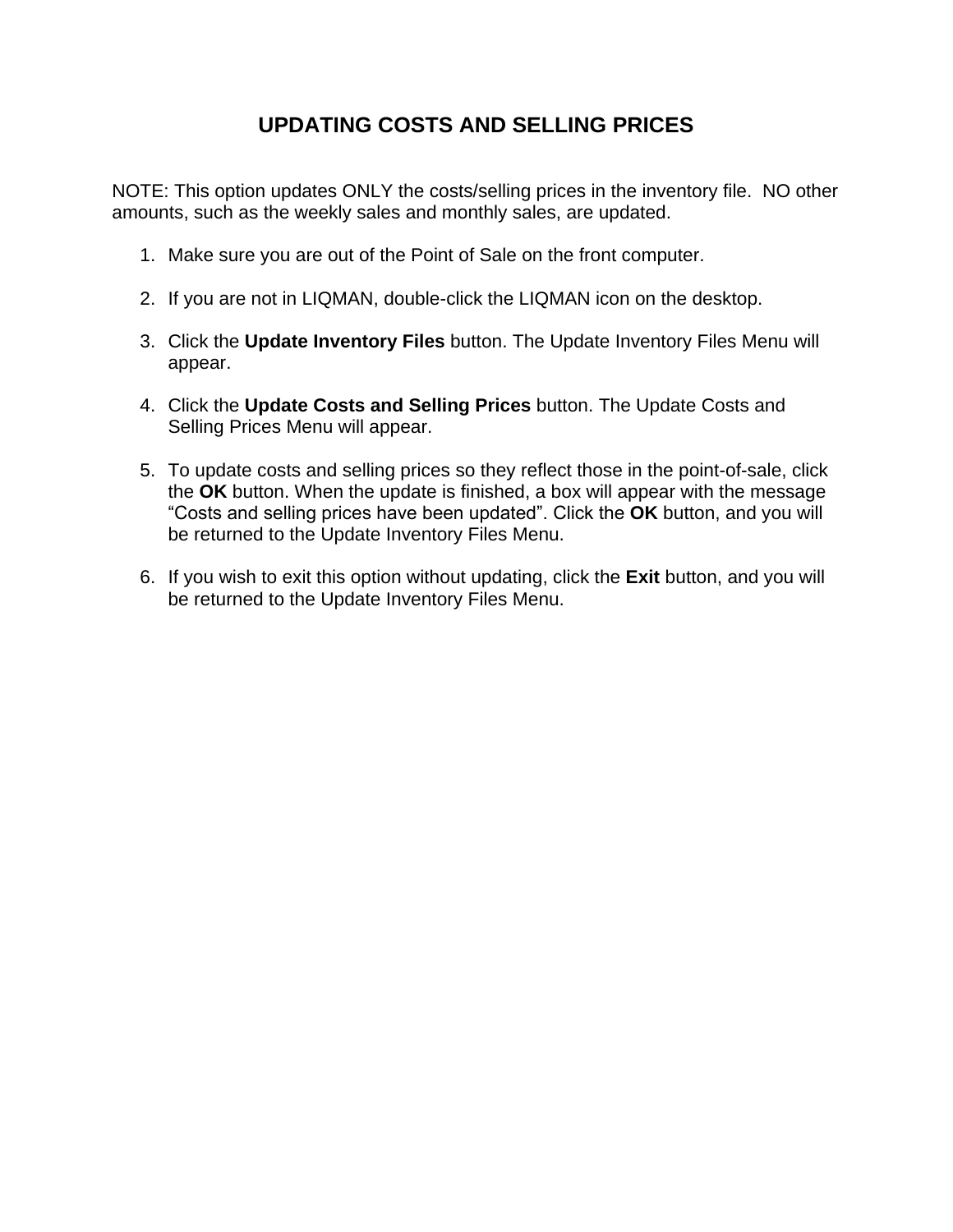# UPDATING COSTS AND SELLING PRICES

NOTE: This option updates ONLY the costs/selling prices in the inventory file. NO other amounts, such as the weekly sales and monthly sales, are updated.

1. Make sure you are out of the Point of Sale on the front computer.

2. If you are not in LIQMAN, double-click the LIQMAN icon on the desktop.

3. Click the **Update Inventory Files** button. The Update Inventory Files Menu will appear.

4. Click the **Update Costs and Selling Prices** button. The Update Costs and Selling Prices Menu will appear.

5. To update costs and selling prices so they reflect those in the point-of-sale, click the **OK** button. When the update is finished, a box will appear with the message "Costs and selling prices have been updated". Click the **OK** button, and you will be returned to the Update Inventory Files Menu.

6. If you wish to exit this option without updating, click the **Exit** button, and you will be returned to the Update Inventory Files Menu.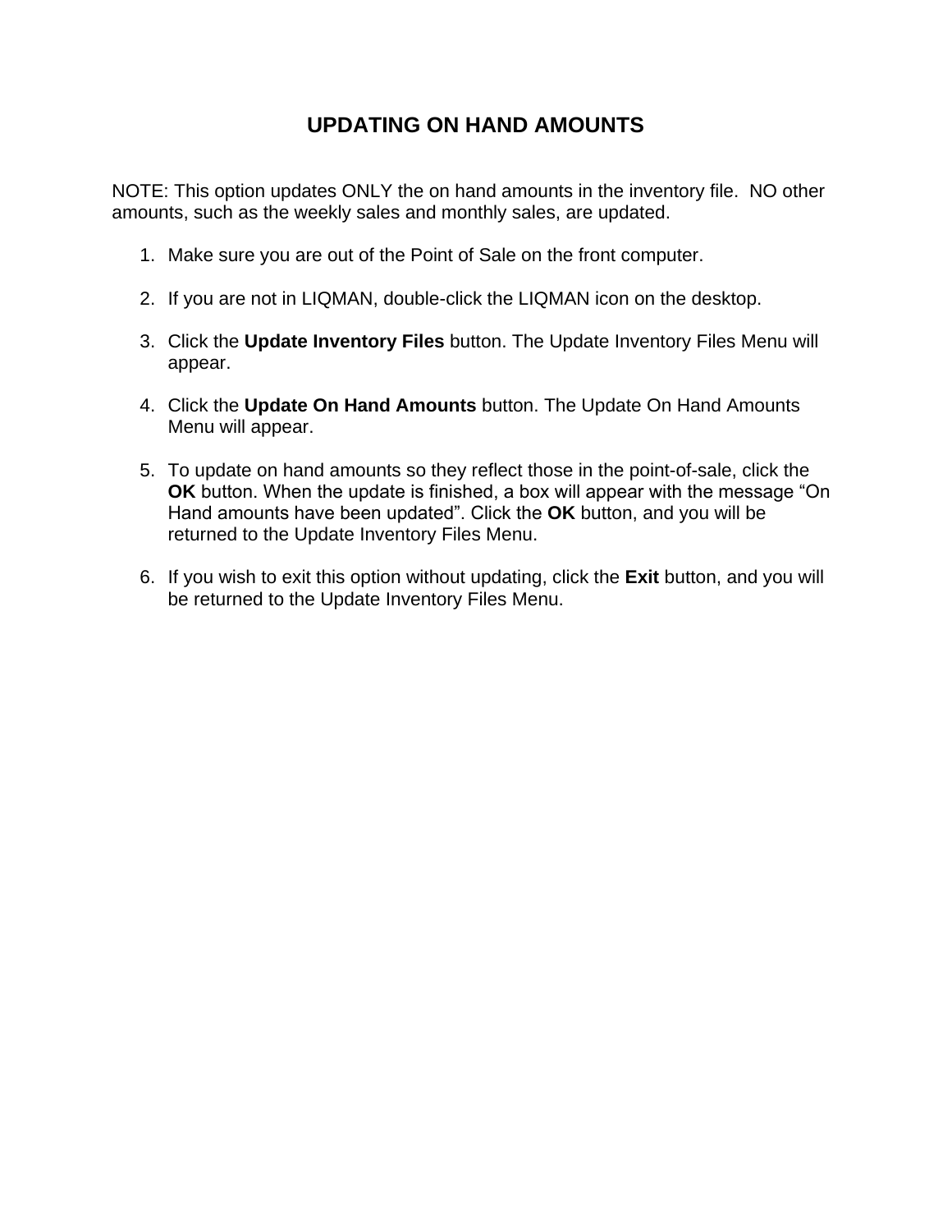# UPDATING ON HAND AMOUNTS

NOTE: This option updates ONLY the on hand amounts in the inventory file. NO other amounts, such as the weekly sales and monthly sales, are updated.

1. Make sure you are out of the Point of Sale on the front computer.

2. If you are not in LIQMAN, double-click the LIQMAN icon on the desktop.

3. Click the **Update Inventory Files** button. The Update Inventory Files Menu will appear.

4. Click the **Update On Hand Amounts** button. The Update On Hand Amounts Menu will appear.

5. To update on hand amounts so they reflect those in the point-of-sale, click the **OK** button. When the update is finished, a box will appear with the message "On Hand amounts have been updated". Click the **OK** button, and you will be returned to the Update Inventory Files Menu.

6. If you wish to exit this option without updating, click the **Exit** button, and you will be returned to the Update Inventory Files Menu.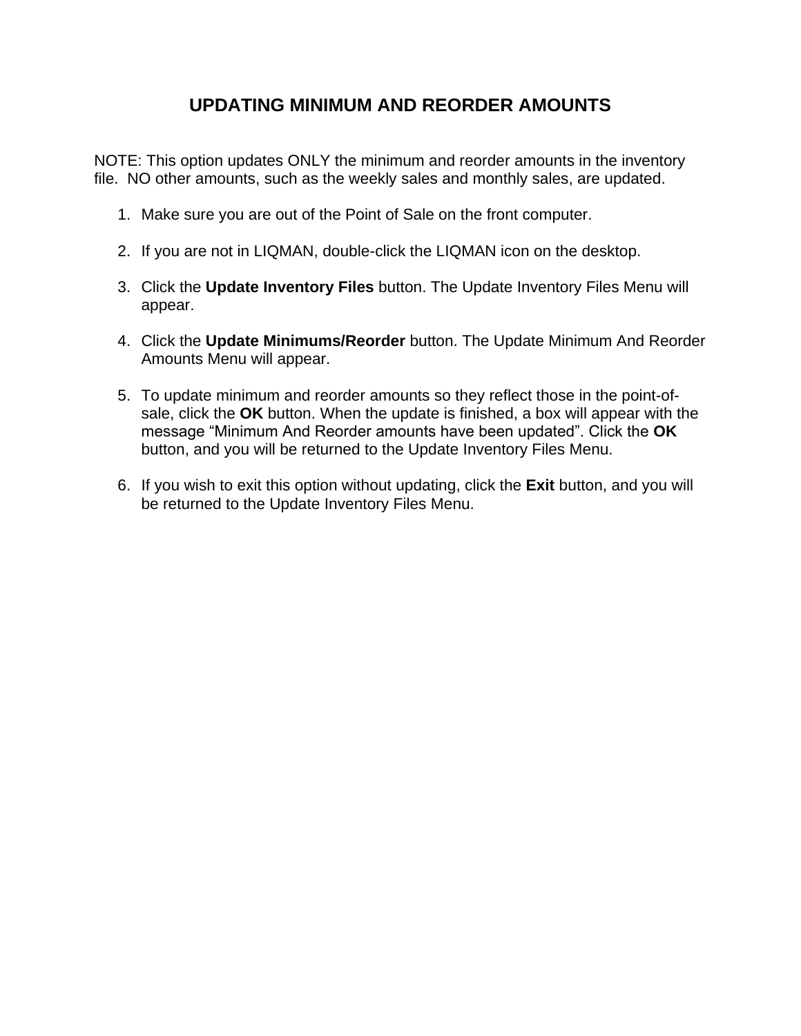# UPDATING MINIMUM AND REORDER AMOUNTS

NOTE: This option updates ONLY the minimum and reorder amounts in the inventory file. NO other amounts, such as the weekly sales and monthly sales, are updated.

1. Make sure you are out of the Point of Sale on the front computer.

2. If you are not in LIQMAN, double-click the LIQMAN icon on the desktop.

3. Click the **Update Inventory Files** button. The Update Inventory Files Menu will appear.

4. Click the **Update Minimums/Reorder** button. The Update Minimum And Reorder Amounts Menu will appear.

5. To update minimum and reorder amounts so they reflect those in the point-of-sale, click the **OK** button. When the update is finished, a box will appear with the message “Minimum And Reorder amounts have been updated”. Click the **OK** button, and you will be returned to the Update Inventory Files Menu.

6. If you wish to exit this option without updating, click the **Exit** button, and you will be returned to the Update Inventory Files Menu.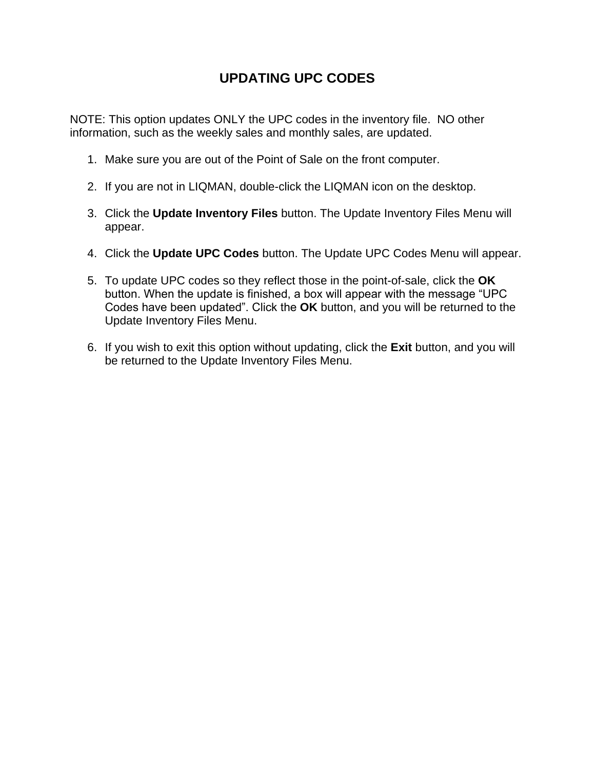# UPDATING UPC CODES

NOTE: This option updates ONLY the UPC codes in the inventory file. NO other information, such as the weekly sales and monthly sales, are updated.

1. Make sure you are out of the Point of Sale on the front computer.

2. If you are not in LIQMAN, double-click the LIQMAN icon on the desktop.

3. Click the **Update Inventory Files** button. The Update Inventory Files Menu will appear.

4. Click the **Update UPC Codes** button. The Update UPC Codes Menu will appear.

5. To update UPC codes so they reflect those in the point-of-sale, click the **OK** button. When the update is finished, a box will appear with the message "UPC Codes have been updated". Click the **OK** button, and you will be returned to the Update Inventory Files Menu.

6. If you wish to exit this option without updating, click the **Exit** button, and you will be returned to the Update Inventory Files Menu.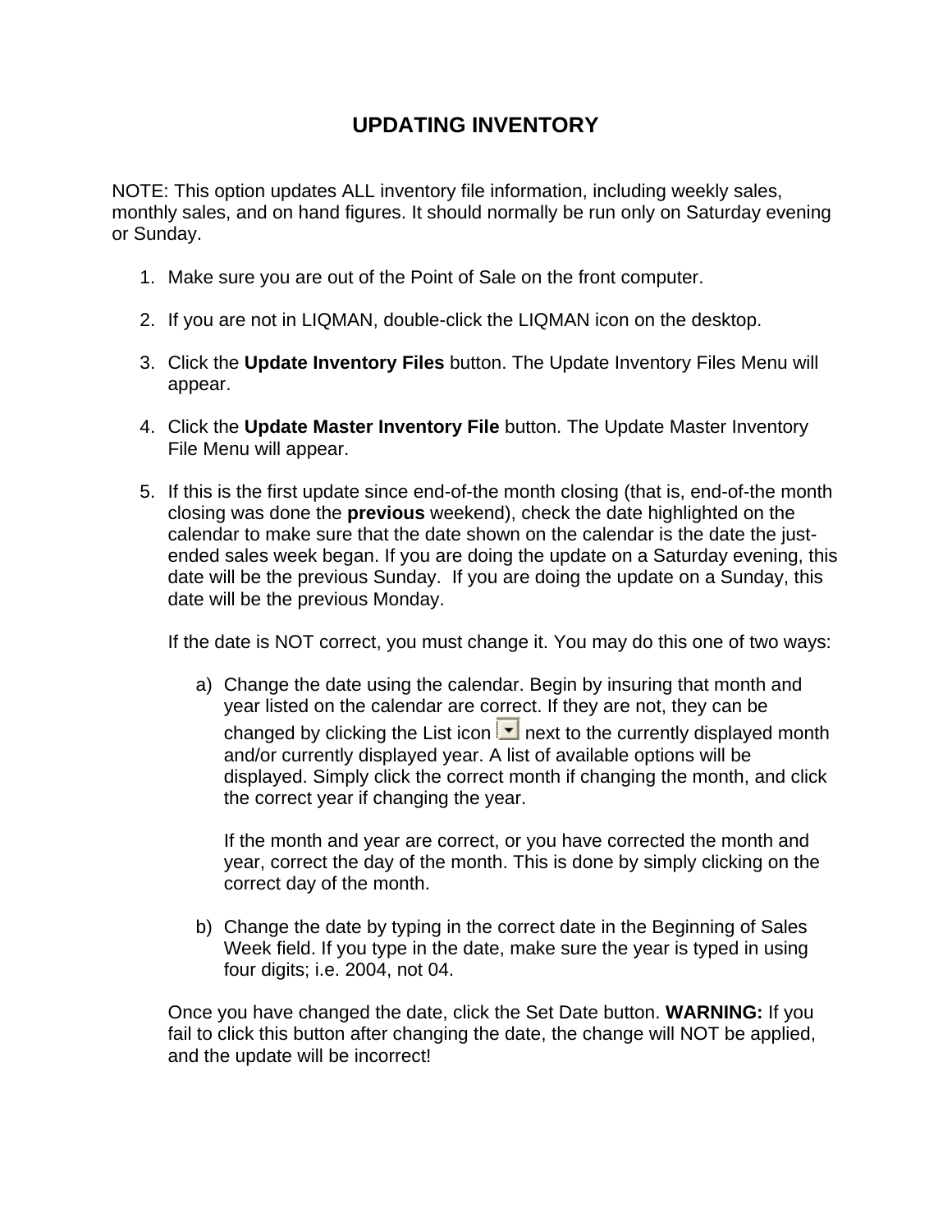# UPDATING INVENTORY

NOTE: This option updates ALL inventory file information, including weekly sales, monthly sales, and on hand figures. It should normally be run only on Saturday evening or Sunday.

1. Make sure you are out of the Point of Sale on the front computer.

2. If you are not in LIQMAN, double-click the LIQMAN icon on the desktop.

3. Click the **Update Inventory Files** button. The Update Inventory Files Menu will appear.

4. Click the **Update Master Inventory File** button. The Update Master Inventory File Menu will appear.

5. If this is the first update since end-of-the month closing (that is, end-of-the month closing was done the **previous** weekend), check the date highlighted on the calendar to make sure that the date shown on the calendar is the date the just-ended sales week began. If you are doing the update on a Saturday evening, this date will be the previous Sunday. If you are doing the update on a Sunday, this date will be the previous Monday.

   If the date is NOT correct, you must change it. You may do this one of two ways:

   a) Change the date using the calendar. Begin by insuring that month and year listed on the calendar are correct. If they are not, they can be changed by clicking the List icon ▼ next to the currently displayed month and/or currently displayed year. A list of available options will be displayed. Simply click the correct month if changing the month, and click the correct year if changing the year.

      If the month and year are correct, or you have corrected the month and year, correct the day of the month. This is done by simply clicking on the correct day of the month.

   b) Change the date by typing in the correct date in the Beginning of Sales Week field. If you type in the date, make sure the year is typed in using four digits; i.e. 2004, not 04.

   Once you have changed the date, click the Set Date button. **WARNING:** If you fail to click this button after changing the date, the change will NOT be applied, and the update will be incorrect!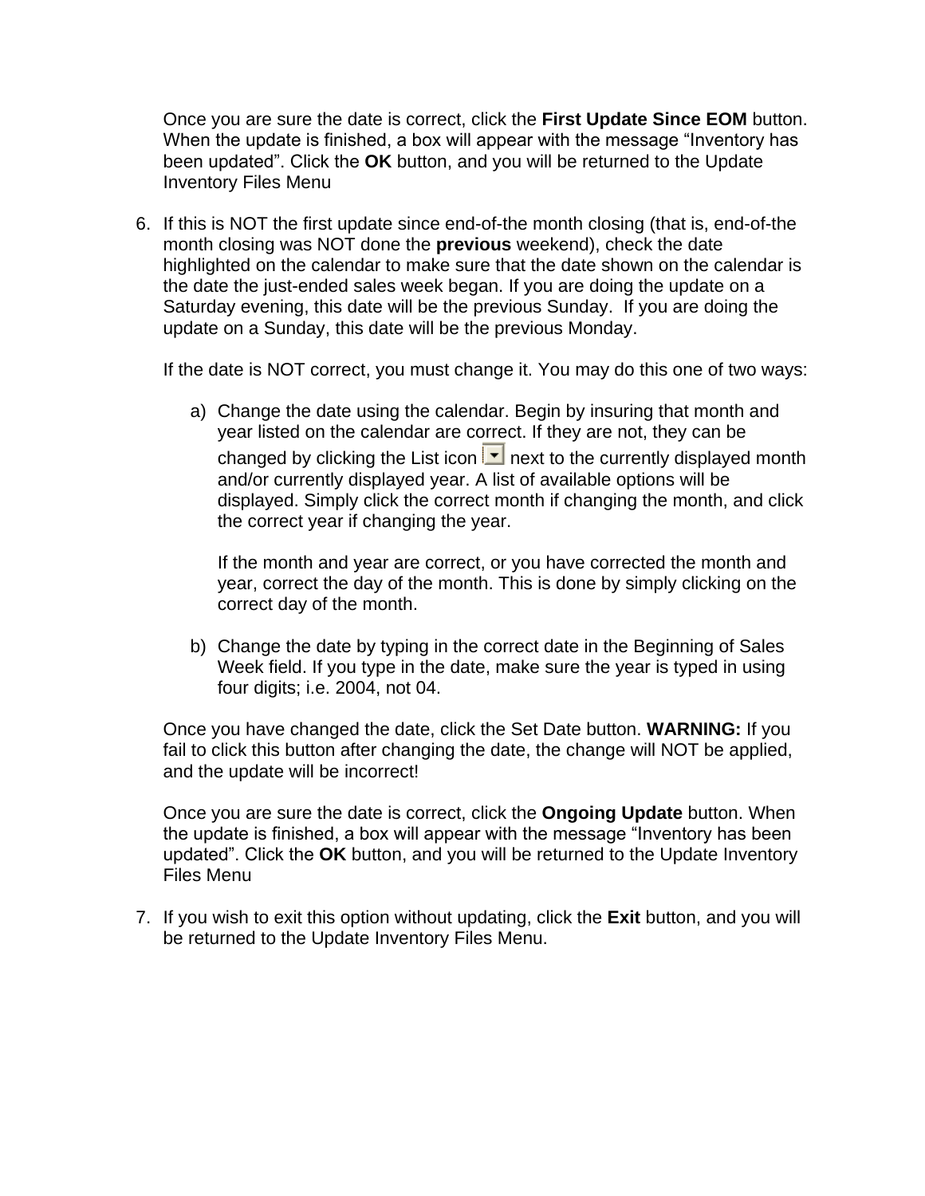Once you are sure the date is correct, click the **First Update Since EOM** button. When the update is finished, a box will appear with the message “Inventory has been updated”. Click the **OK** button, and you will be returned to the Update Inventory Files Menu

6. If this is NOT the first update since end-of-the month closing (that is, end-of-the month closing was NOT done the **previous** weekend), check the date highlighted on the calendar to make sure that the date shown on the calendar is the date the just-ended sales week began. If you are doing the update on a Saturday evening, this date will be the previous Sunday. If you are doing the update on a Sunday, this date will be the previous Monday.

   If the date is NOT correct, you must change it. You may do this one of two ways:

   a) Change the date using the calendar. Begin by insuring that month and year listed on the calendar are correct. If they are not, they can be changed by clicking the List icon next to the currently displayed month and/or currently displayed year. A list of available options will be displayed. Simply click the correct month if changing the month, and click the correct year if changing the year.

      If the month and year are correct, or you have corrected the month and year, correct the day of the month. This is done by simply clicking on the correct day of the month.

   b) Change the date by typing in the correct date in the Beginning of Sales Week field. If you type in the date, make sure the year is typed in using four digits; i.e. 2004, not 04.

   Once you have changed the date, click the Set Date button. **WARNING:** If you fail to click this button after changing the date, the change will NOT be applied, and the update will be incorrect!

   Once you are sure the date is correct, click the **Ongoing Update** button. When the update is finished, a box will appear with the message “Inventory has been updated”. Click the **OK** button, and you will be returned to the Update Inventory Files Menu

7. If you wish to exit this option without updating, click the **Exit** button, and you will be returned to the Update Inventory Files Menu.